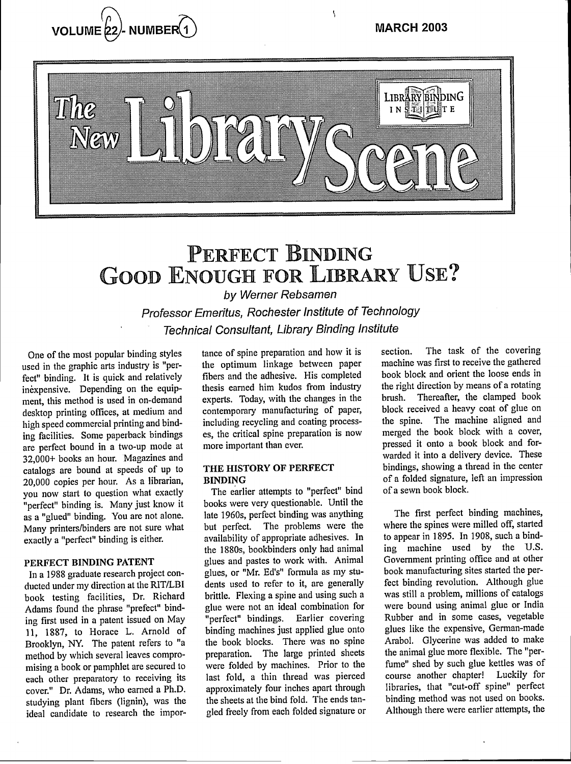# Perfect Binding Good Enough for Library Use?

*by Werner Rebsamen*

*Professor Emeritus, Rochester Institute of Technology*

*Technical Consultant, Library Binding Institute*

One of the most popular binding styles used in the graphic arts industry is "perfect" binding. It is quick and relatively inèxpensive. Depending on the equipment, this method is used in on-demand desktop printing offices, at medium and high speed commercial printing and binding facilities. Some paperback bindings are perfect bound in a two-up mode at 32,000+ books an hour. Magazines and catalogs are bound at speeds of up to 20,000 copies per hour. As a librarian, you now start to question what exactly "perfect" binding is. Many just know it as a "glued" binding. You are not alone. Many printers/binders are not sure what exactly a "perfect" binding is either.

## PERFECT BINDING PATENT

In a 1988 graduate research project conducted under my direction at the RIT/LBI book testing facilities, Dr. Richard Adams found the phrase "prefect" binding first used in a patent issued on May 11, 1887, to Horace L. Arnold of Brooklyn, NY. The patent refers to "a method by which several leaves compromising a book or pamphlet are secured to each other preparatory to receiving its cover." Dr. Adams, who earned a Ph.D. studying plant fibers (lignin), was the ideal candidate to research the importance of spine preparation and how it is the optimum linkage between paper fibers and the adhesive. His completed thesis earned him kudos from industry experts. Today, with the changes in the contemporary manufacturing of paper, including recycling and coating processes, the critical spine preparation is now more important than ever.

## THE HISTORY OF PERFECT BINDING

The earlier attempts to "perfect" bind books were very questionable. Until the late 1960s, perfect binding was anything but perfect. The problems were the availability of appropriate adhesives. In the 1880s, bookbinders only had animal glues and pastes to work with. Animal glues, or "Mr. Ed's" formula as my students used to refer to it, are generally brittle. Flexing a spine and using such a glue were not an ideal combination for "perfect" bindings. Earlier covering binding machines just applied glue onto the book blocks. There was no spine preparation. The large printed sheets were folded by machines. Prior to the last fold, a thin thread was pierced approximately four inches apart through the sheets at the bind fold. The ends tangled freely from each folded signature or section. The task of the covering machine was first to receive the gathered book block and orient the loose ends in the right direction by means of a rotating brush. Thereafter, the clamped book block received a heavy coat of glue on the spine. The machine aligned and merged the book block with a cover, pressed it onto a book block and forwarded it into a delivery device. These bindings, showing a thread in the center of a folded signature, left an impression of a sewn book block.

The first perfect binding machines, where the spines were milled off, started to appear in 1895. In 1908, such a binding machine used by the U.S. Government printing office and at other book manufacturing sites started the perfect binding revolution. Although glue was still a problem, millions of catalogs were bound using animal glue or India Rubber and in some cases, vegetable glues like the expensive, German-made Arabol. Glycerine was added to make the animal glue more flexible. The "perfume" shed by such glue kettles was of course another chapter! Luckily for libraries, that "cut-off spine" perfect binding method was not used on books. Although there were earlier attempts, the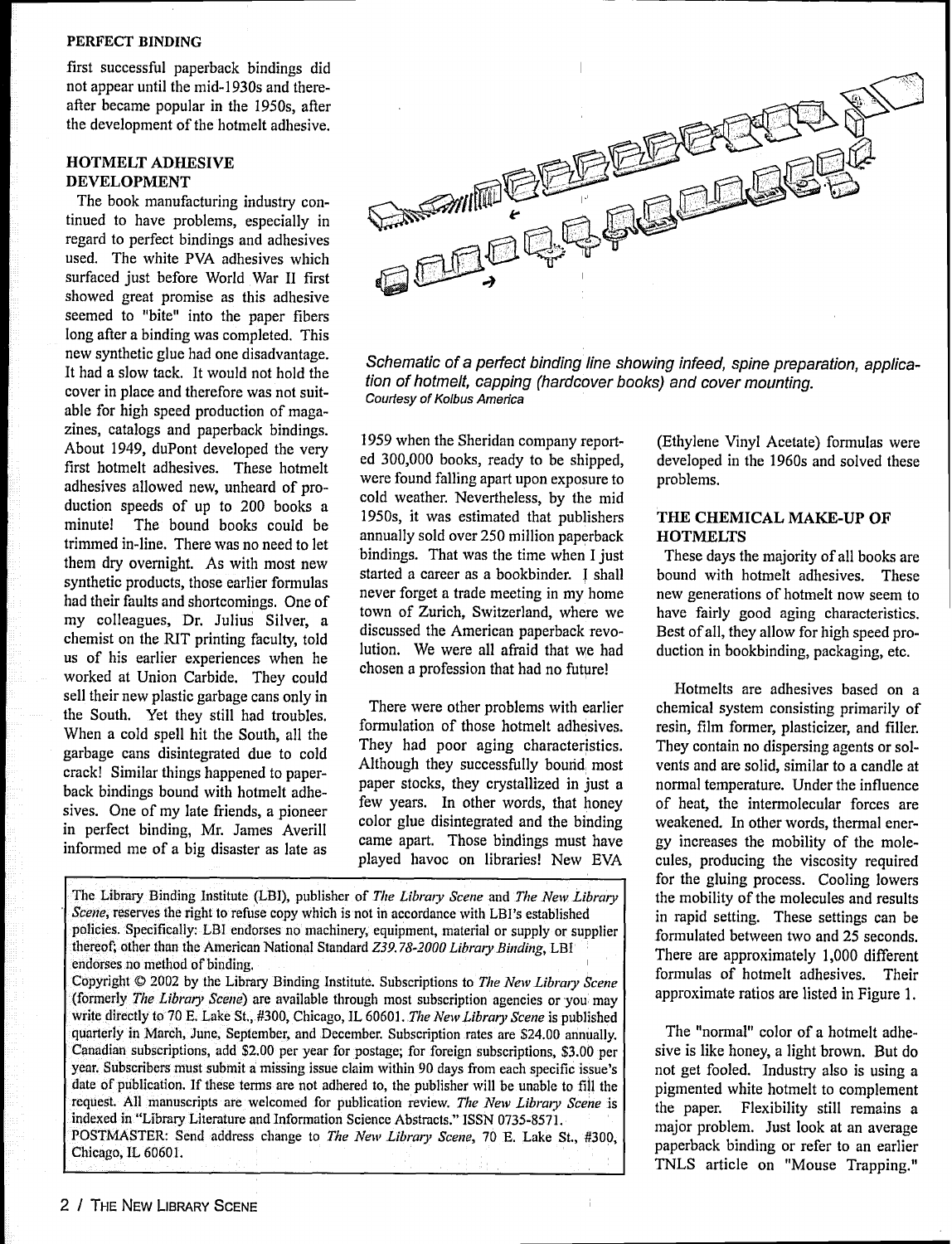first successful paperback bindings did not appear until the mid-1930s and thereafter became popular in the 1950s, after the development of the hotmelt adhesive.

## HOTMELT ADHESIVE DEVELOPMENT

The book manufacturing industry continued to have problems, especially in regard to perfect bindings and adhesives used. The white PVA adhesives which surfaced just before World War II first showed great promise as this adhesive seemed to "bite" into the paper fibers long after a binding was completed. This new synthetic glue had one disadvantage. It had a slow tack. It would not hold the cover in place and therefore was not suitable for high speed production of magazines, catalogs and paperback bindings. About 1949, duPont developed the very first hotmelt adhesives. These hotmelt adhesives allowed new, unheard of production speeds of up to 200 books a minute! The bound books could be trimmed in-line. There was no need to let them dry overnight. As with most new synthetic products, those earlier formulas had their faults and shortcomings. One of my colleagues, Dr. Julius Silver, a chemist on the RIT printing faculty, told us of his earlier experiences when he worked at Union Carbide. They could sell their new plastic garbage cans only in the South. Yet they still had troubles. When a cold spell hit the South, all the garbage cans disintegrated due to cold crack! Similar things happened to paperback bindings bound with hotmelt adhesives. One of my late friends, a pioneer in perfect binding, Mr. James Averill informed me of a big disaster as late as 1959 when the Sheridan company reported 300,000 books, ready to be shipped, were found falling apart upon exposure to cold weather. Nevertheless, by the mid 1950s, it was estimated that publishers annually sold over 250 million paperback bindings. That was the time when I just started a career as a bookbinder. I shall never forget a trade meeting in my home town of Zurich, Switzerland, where we discussed the American paperback revolution. We were all afraid that we had chosen a profession that had no future!

*Schematic of a perfect binding line showing infeed, spine preparation, application of hotmelt, capping (hardcover books) and cover mounting.*
*Courtesy of Kolbus America*

There were other problems with earlier formulation of those hotmelt adhesives. They had poor aging characteristics. Although they successfully bound most paper stocks, they crystallized in just a few years. In other words, that honey color glue disintegrated and the binding came apart. Those bindings must have played havoc on libraries! New EVA (Ethylene Vinyl Acetate) formulas were developed in the 1960s and solved these problems.

## THE CHEMICAL MAKE-UP OF HOTMELTS

These days the majority of all books are bound with hotmelt adhesives. These new generations of hotmelt now seem to have fairly good aging characteristics. Best of all, they allow for high speed production in bookbinding, packaging, etc.

Hotmelts are adhesives based on a chemical system consisting primarily of resin, film former, plasticizer, and filler. They contain no dispersing agents or solvents and are solid, similar to a candle at normal temperature. Under the influence of heat, the intermolecular forces are weakened. In other words, thermal energy increases the mobility of the molecules, producing the viscosity required for the gluing process. Cooling lowers the mobility of the molecules and results in rapid setting. These settings can be formulated between two and 25 seconds. There are approximately 1,000 different formulas of hotmelt adhesives. Their approximate ratios are listed in Figure 1.

The "normal" color of a hotmelt adhesive is like honey, a light brown. But do not get fooled. Industry also is using a pigmented white hotmelt to complement the paper. Flexibility still remains a major problem. Just look at an average paperback binding or refer to an earlier TNLS article on "Mouse Trapping."

The Library Binding Institute (LBI), publisher of *The Library Scene* and *The New Library Scene*, reserves the right to refuse copy which is not in accordance with LBI's established policies. Specifically: LBI endorses no machinery, equipment, material or supply or supplier thereof; other than the American National Standard *Z39.78-2000 Library Binding*, LBI endorses no method of binding.

Copyright © 2002 by the Library Binding Institute. Subscriptions to *The New Library Scene* (formerly *The Library Scene*) are available through most subscription agencies or you may write directly to 70 E. Lake St., #300, Chicago, IL 60601. *The New Library Scene* is published quarterly in March, June, September, and December. Subscription rates are $24.00 annually. Canadian subscriptions, add $2.00 per year for postage; for foreign subscriptions, $3.00 per year. Subscribers must submit a missing issue claim within 90 days from each specific issue's date of publication. If these terms are not adhered to, the publisher will be unable to fill the request. All manuscripts are welcomed for publication review. *The New Library Scene* is indexed in "Library Literature and Information Science Abstracts." ISSN 0735-8571.

POSTMASTER: Send address change to *The New Library Scene*, 70 E. Lake St., #300, Chicago, IL 60601.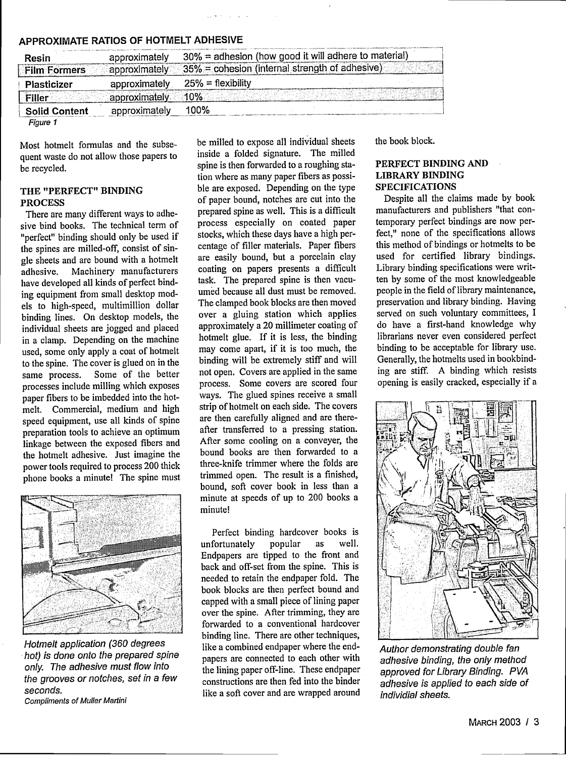## APPROXIMATE RATIOS OF HOTMELT ADHESIVE

| | | |
|---|---|---|
| **Resin** | approximately | 30% = adhesion (how good it will adhere to material) |
| **Film Formers** | approximately | 35% = cohesion (internal strength of adhesive) |
| **Plasticizer** | approximately | 25% = flexibility |
| **Filler** | approximately | 10% |
| **Solid Content** | approximately | 100% |

*Figure 1*

Most hotmelt formulas and the subsequent waste do not allow those papers to be recycled.

### THE "PERFECT" BINDING PROCESS

There are many different ways to adhesive bind books. The technical term of "perfect" binding should only be used if the spines are milled-off, consist of single sheets and are bound with a hotmelt adhesive. Machinery manufacturers have developed all kinds of perfect binding equipment from small desktop models to high-speed, multimillion dollar binding lines. On desktop models, the individual sheets are jogged and placed in a clamp. Depending on the machine used, some only apply a coat of hotmelt to the spine. The cover is glued on in the same process. Some of the better processes include milling which exposes paper fibers to be imbedded into the hotmelt. Commercial, medium and high speed equipment, use all kinds of spine preparation tools to achieve an optimum linkage between the exposed fibers and the hotmelt adhesive. Just imagine the power tools required to process 200 thick phone books a minute! The spine must be milled to expose all individual sheets inside a folded signature. The milled spine is then forwarded to a roughing station where as many paper fibers as possible are exposed. Depending on the type of paper bound, notches are cut into the prepared spine as well. This is a difficult process especially on coated paper stocks, which these days have a high percentage of filler materials. Paper fibers are easily bound, but a porcelain clay coating on papers presents a difficult task. The prepared spine is then vacuumed because all dust must be removed. The clamped book blocks are then moved over a gluing station which applies approximately a 20 millimeter coating of hotmelt glue. If it is less, the binding may come apart, if it is too much, the binding will be extremely stiff and will not open. Covers are applied in the same process. Some covers are scored four ways. The glued spines receive a small strip of hotmelt on each side. The covers are then carefully aligned and are thereafter transferred to a pressing station. After some cooling on a conveyer, the bound books are then forwarded to a three-knife trimmer where the folds are trimmed open. The result is a finished, bound, soft cover book in less than a minute at speeds of up to 200 books a minute!

*Hotmelt application (360 degrees hot) is done onto the prepared spine only. The adhesive must flow into the grooves or notches, set in a few seconds.*

*Compliments of Muller Martini*

Perfect binding hardcover books is unfortunately popular as well. Endpapers are tipped to the front and back and off-set from the spine. This is needed to retain the endpaper fold. The book blocks are then perfect bound and capped with a small piece of lining paper over the spine. After trimming, they are forwarded to a conventional hardcover binding line. There are other techniques, like a combined endpaper where the endpapers are connected to each other with the lining paper off-line. These endpaper constructions are then fed into the binder like a soft cover and are wrapped around the book block.

### PERFECT BINDING AND LIBRARY BINDING SPECIFICATIONS

Despite all the claims made by book manufacturers and publishers "that contemporary perfect bindings are now perfect," none of the specifications allows this method of bindings or hotmelts to be used for certified library bindings. Library binding specifications were written by some of the most knowledgeable people in the field of library maintenance, preservation and library binding. Having served on such voluntary committees, I do have a first-hand knowledge why librarians never even considered perfect binding to be acceptable for library use. Generally, the hotmelts used in bookbinding are stiff. A binding which resists opening is easily cracked, especially if a

*Author demonstrating double fan adhesive binding, the only method approved for Library Binding. PVA adhesive is applied to each side of individial sheets.*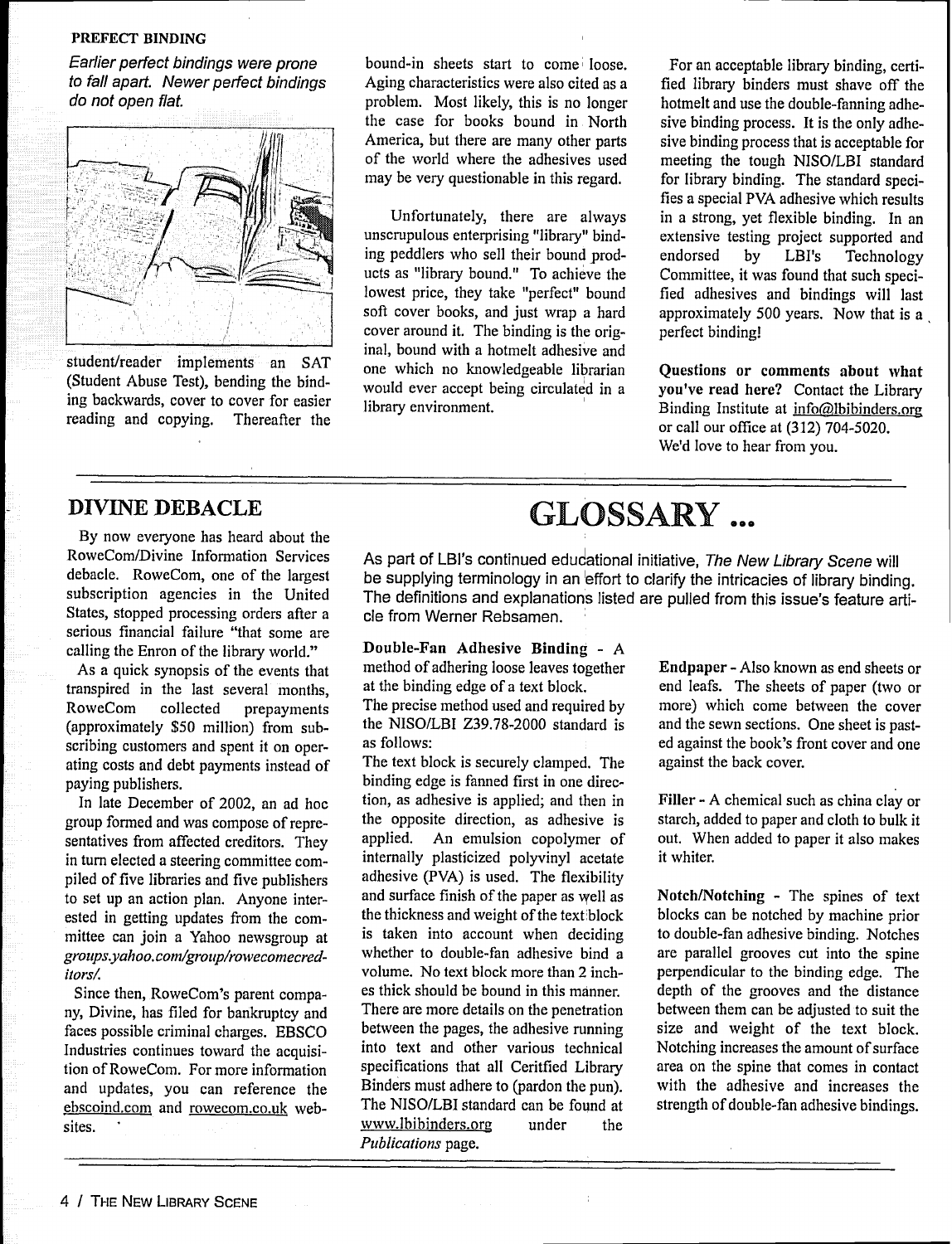PREFECT BINDING

*Earlier perfect bindings were prone to fall apart. Newer perfect bindings do not open flat.*

student/reader implements an SAT (Student Abuse Test), bending the binding backwards, cover to cover for easier reading and copying. Thereafter the bound-in sheets start to come loose. Aging characteristics were also cited as a problem. Most likely, this is no longer the case for books bound in North America, but there are many other parts of the world where the adhesives used may be very questionable in this regard.

Unfortunately, there are always unscrupulous enterprising "library" binding peddlers who sell their bound products as "library bound." To achieve the lowest price, they take "perfect" bound soft cover books, and just wrap a hard cover around it. The binding is the original, bound with a hotmelt adhesive and one which no knowledgeable librarian would ever accept being circulated in a library environment.

For an acceptable library binding, certified library binders must shave off the hotmelt and use the double-fanning adhesive binding process. It is the only adhesive binding process that is acceptable for meeting the tough NISO/LBI standard for library binding. The standard specifies a special PVA adhesive which results in a strong, yet flexible binding. In an extensive testing project supported and endorsed by LBI's Technology Committee, it was found that such specified adhesives and bindings will last approximately 500 years. Now that is a perfect binding!

**Questions or comments about what you've read here?** Contact the Library Binding Institute at info@lbibinders.org or call our office at (312) 704-5020. We'd love to hear from you.

## DIVINE DEBACLE

By now everyone has heard about the RoweCom/Divine Information Services debacle. RoweCom, one of the largest subscription agencies in the United States, stopped processing orders after a serious financial failure "that some are calling the Enron of the library world."

As a quick synopsis of the events that transpired in the last several months, RoweCom collected prepayments (approximately $50 million) from subscribing customers and spent it on operating costs and debt payments instead of paying publishers.

In late December of 2002, an ad hoc group formed and was compose of representatives from affected creditors. They in turn elected a steering committee compiled of five libraries and five publishers to set up an action plan. Anyone interested in getting updates from the committee can join a Yahoo newsgroup at *groups.yahoo.com/group/rowecomecreditors/.*

Since then, RoweCom's parent company, Divine, has filed for bankruptcy and faces possible criminal charges. EBSCO Industries continues toward the acquisition of RoweCom. For more information and updates, you can reference the ebscoind.com and rowecom.co.uk websites.

# GLOSSARY ...

As part of LBI's continued educational initiative, *The New Library Scene* will be supplying terminology in an effort to clarify the intricacies of library binding. The definitions and explanations listed are pulled from this issue's feature article from Werner Rebsamen.

**Double-Fan Adhesive Binding** - A method of adhering loose leaves together at the binding edge of a text block.

The precise method used and required by the NISO/LBI Z39.78-2000 standard is as follows:

The text block is securely clamped. The binding edge is fanned first in one direction, as adhesive is applied; and then in the opposite direction, as adhesive is applied. An emulsion copolymer of internally plasticized polyvinyl acetate adhesive (PVA) is used. The flexibility and surface finish of the paper as well as the thickness and weight of the text block is taken into account when deciding whether to double-fan adhesive bind a volume. No text block more than 2 inches thick should be bound in this manner. There are more details on the penetration between the pages, the adhesive running into text and other various technical specifications that all Ceritfied Library Binders must adhere to (pardon the pun). The NISO/LBI standard can be found at www.lbibinders.org under the *Publications* page.

**Endpaper** - Also known as end sheets or end leafs. The sheets of paper (two or more) which come between the cover and the sewn sections. One sheet is pasted against the book's front cover and one against the back cover.

**Filler** - A chemical such as china clay or starch, added to paper and cloth to bulk it out. When added to paper it also makes it whiter.

**Notch/Notching** - The spines of text blocks can be notched by machine prior to double-fan adhesive binding. Notches are parallel grooves cut into the spine perpendicular to the binding edge. The depth of the grooves and the distance between them can be adjusted to suit the size and weight of the text block. Notching increases the amount of surface area on the spine that comes in contact with the adhesive and increases the strength of double-fan adhesive bindings.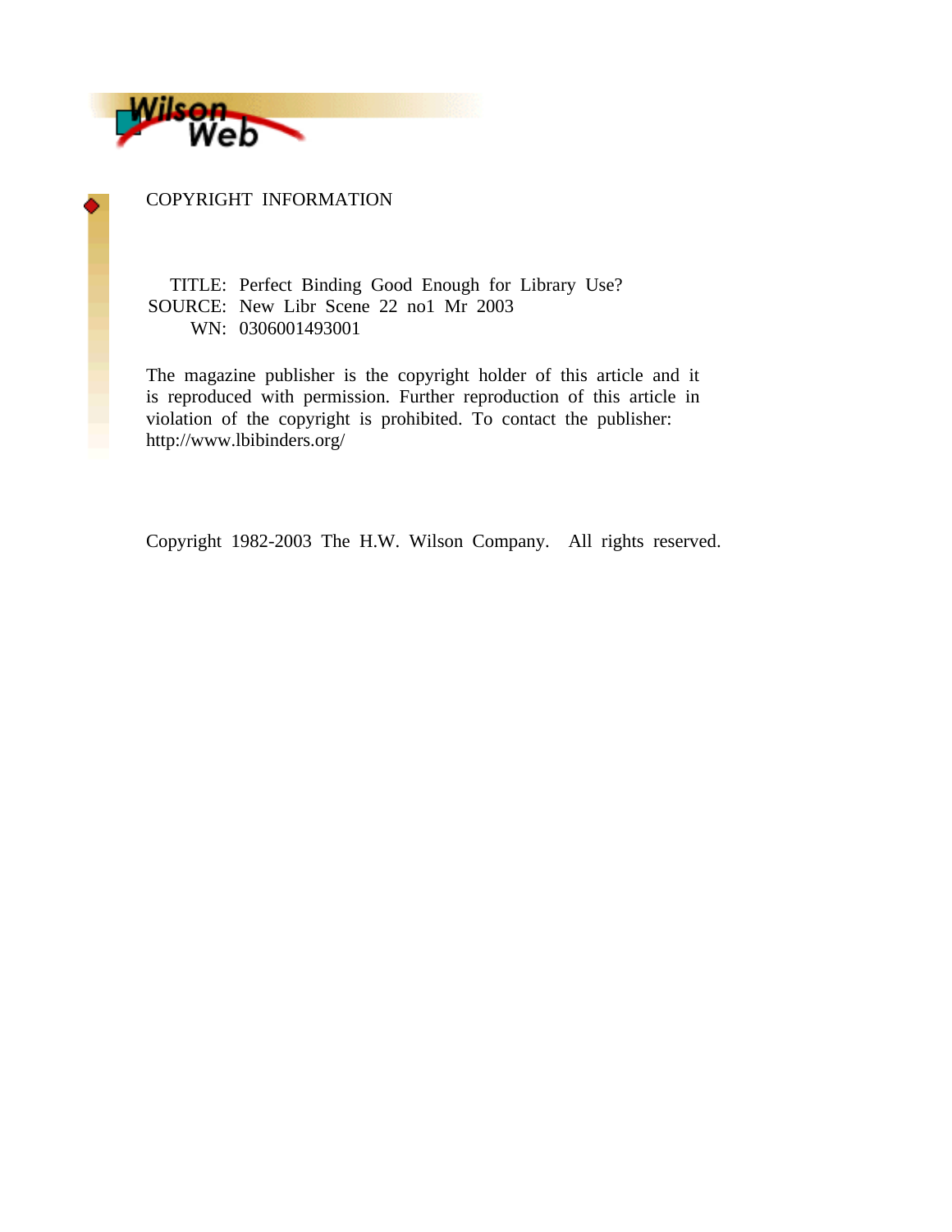COPYRIGHT INFORMATION

TITLE: Perfect Binding Good Enough for Library Use?
SOURCE: New Libr Scene 22 no1 Mr 2003
WN: 0306001493001

The magazine publisher is the copyright holder of this article and it is reproduced with permission. Further reproduction of this article in violation of the copyright is prohibited. To contact the publisher: http://www.lbibinders.org/

Copyright 1982-2003 The H.W. Wilson Company. All rights reserved.